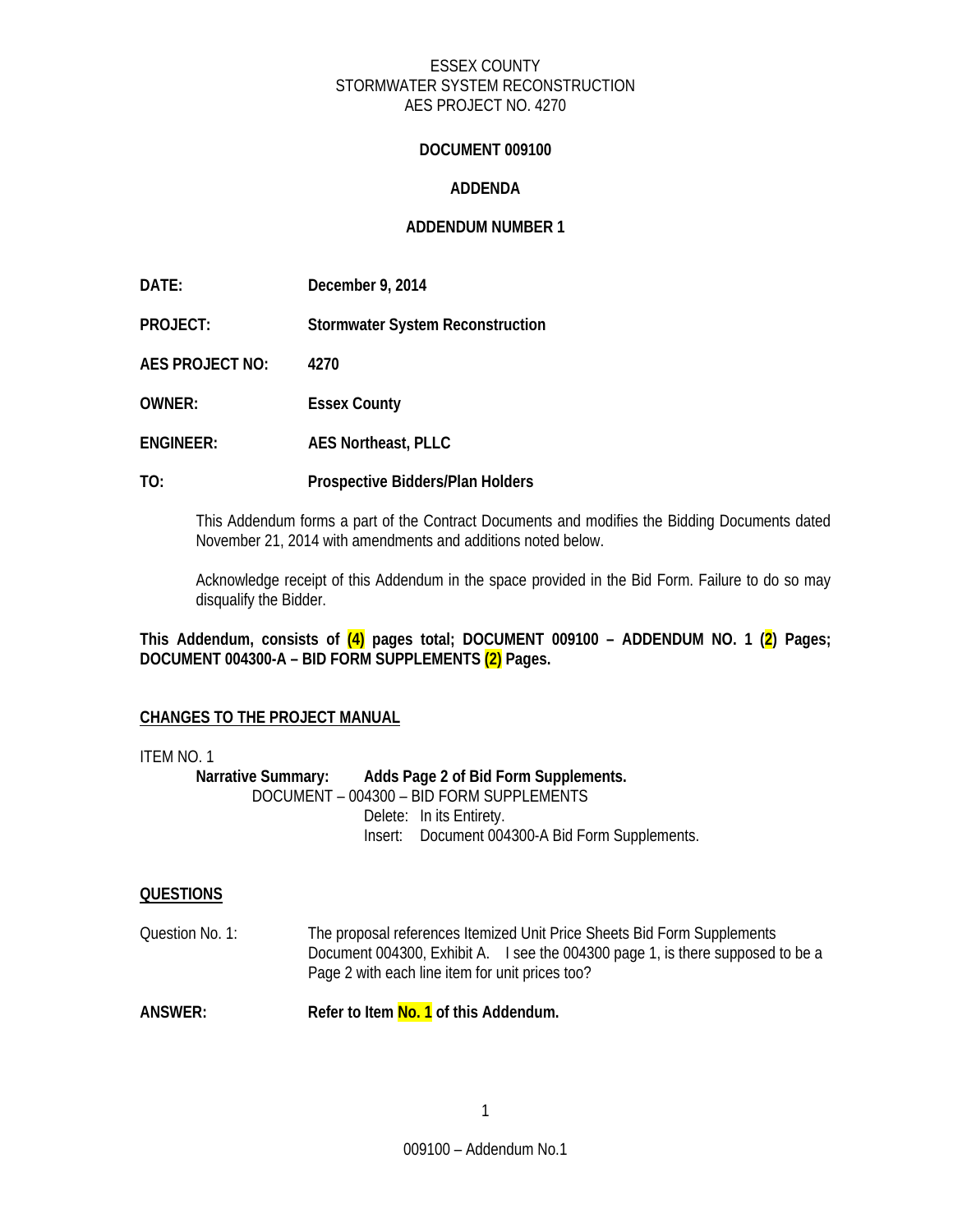ESSEX COUNTY
STORMWATER SYSTEM RECONSTRUCTION
AES PROJECT NO. 4270

# DOCUMENT 009100

## ADDENDA

## ADDENDUM NUMBER 1

**DATE:** **December 9, 2014**

**PROJECT:** **Stormwater System Reconstruction**

**AES PROJECT NO:** **4270**

**OWNER:** **Essex County**

**ENGINEER:** **AES Northeast, PLLC**

**TO:** **Prospective Bidders/Plan Holders**

This Addendum forms a part of the Contract Documents and modifies the Bidding Documents dated November 21, 2014 with amendments and additions noted below.

Acknowledge receipt of this Addendum in the space provided in the Bid Form. Failure to do so may disqualify the Bidder.

**This Addendum, consists of (4) pages total; DOCUMENT 009100 – ADDENDUM NO. 1 (2) Pages; DOCUMENT 004300-A – BID FORM SUPPLEMENTS (2) Pages.**

**CHANGES TO THE PROJECT MANUAL**

ITEM NO. 1

**Narrative Summary:** **Adds Page 2 of Bid Form Supplements.**

DOCUMENT – 004300 – BID FORM SUPPLEMENTS

Delete: In its Entirety.

Insert: Document 004300-A Bid Form Supplements.

**QUESTIONS**

Question No. 1: The proposal references Itemized Unit Price Sheets Bid Form Supplements Document 004300, Exhibit A. I see the 004300 page 1, is there supposed to be a Page 2 with each line item for unit prices too?

**ANSWER:** **Refer to Item No. 1 of this Addendum.**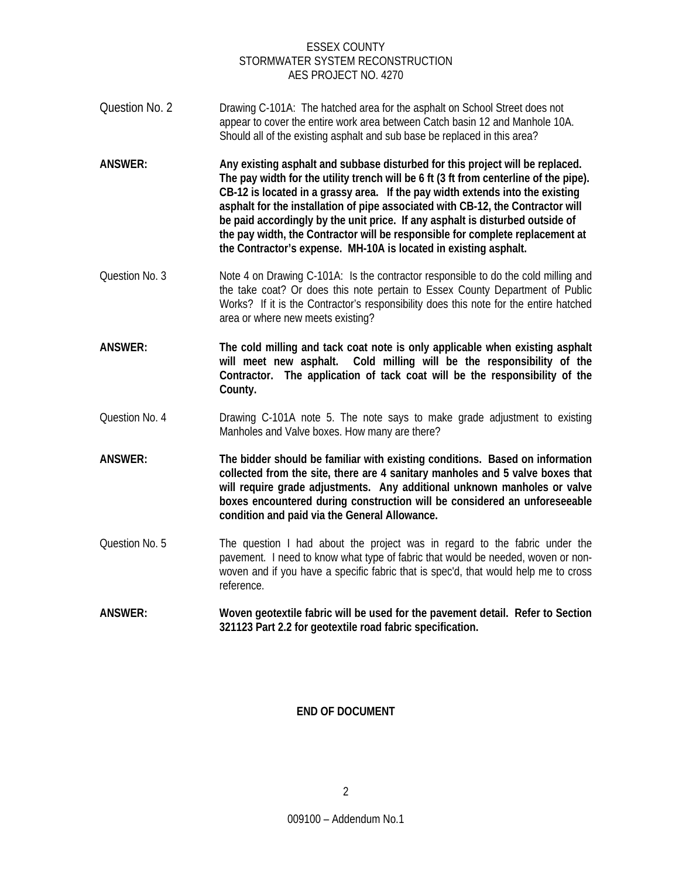Question No. 2 Drawing C-101A: The hatched area for the asphalt on School Street does not appear to cover the entire work area between Catch basin 12 and Manhole 10A. Should all of the existing asphalt and sub base be replaced in this area?

**ANSWER: Any existing asphalt and subbase disturbed for this project will be replaced. The pay width for the utility trench will be 6 ft (3 ft from centerline of the pipe). CB-12 is located in a grassy area. If the pay width extends into the existing asphalt for the installation of pipe associated with CB-12, the Contractor will be paid accordingly by the unit price. If any asphalt is disturbed outside of the pay width, the Contractor will be responsible for complete replacement at the Contractor's expense. MH-10A is located in existing asphalt.**

Question No. 3 Note 4 on Drawing C-101A: Is the contractor responsible to do the cold milling and the take coat? Or does this note pertain to Essex County Department of Public Works? If it is the Contractor's responsibility does this note for the entire hatched area or where new meets existing?

**ANSWER: The cold milling and tack coat note is only applicable when existing asphalt will meet new asphalt. Cold milling will be the responsibility of the Contractor. The application of tack coat will be the responsibility of the County.**

Question No. 4 Drawing C-101A note 5. The note says to make grade adjustment to existing Manholes and Valve boxes. How many are there?

**ANSWER: The bidder should be familiar with existing conditions. Based on information collected from the site, there are 4 sanitary manholes and 5 valve boxes that will require grade adjustments. Any additional unknown manholes or valve boxes encountered during construction will be considered an unforeseeable condition and paid via the General Allowance.**

Question No. 5 The question I had about the project was in regard to the fabric under the pavement. I need to know what type of fabric that would be needed, woven or non-woven and if you have a specific fabric that is spec'd, that would help me to cross reference.

**ANSWER: Woven geotextile fabric will be used for the pavement detail. Refer to Section 321123 Part 2.2 for geotextile road fabric specification.**

**END OF DOCUMENT**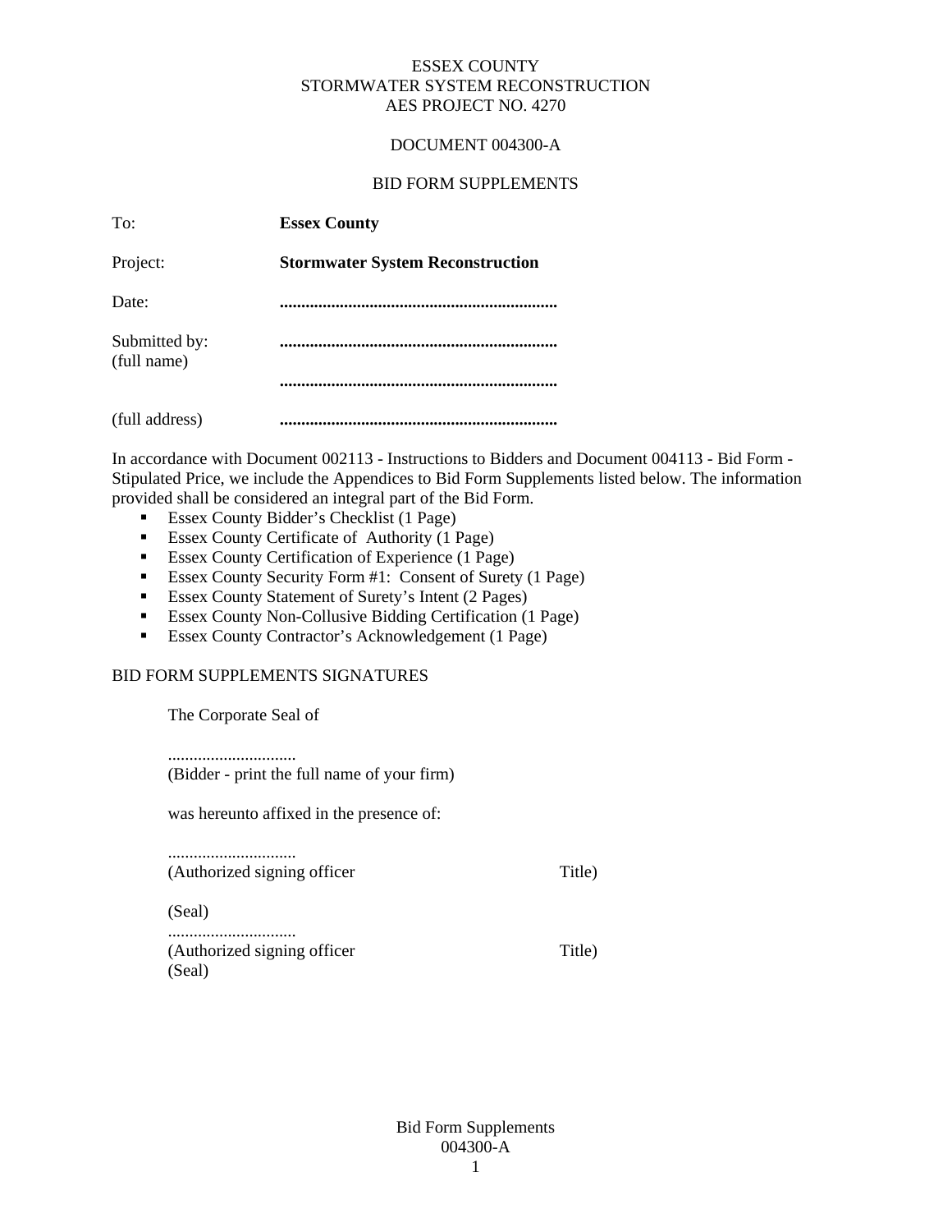ESSEX COUNTY
STORMWATER SYSTEM RECONSTRUCTION
AES PROJECT NO. 4270

DOCUMENT 004300-A

BID FORM SUPPLEMENTS

| | |
|---|---|
| To: | **Essex County** |
| Project: | **Stormwater System Reconstruction** |
| Date: | **.................................................................** |
| Submitted by: (full name) | **.................................................................** |
| | **.................................................................** |
| (full address) | **.................................................................** |

In accordance with Document 002113 - Instructions to Bidders and Document 004113 - Bid Form - Stipulated Price, we include the Appendices to Bid Form Supplements listed below. The information provided shall be considered an integral part of the Bid Form.

- Essex County Bidder's Checklist (1 Page)
- Essex County Certificate of Authority (1 Page)
- Essex County Certification of Experience (1 Page)
- Essex County Security Form #1: Consent of Surety (1 Page)
- Essex County Statement of Surety's Intent (2 Pages)
- Essex County Non-Collusive Bidding Certification (1 Page)
- Essex County Contractor's Acknowledgement (1 Page)

BID FORM SUPPLEMENTS SIGNATURES

The Corporate Seal of

..............................
(Bidder - print the full name of your firm)

was hereunto affixed in the presence of:

..............................
(Authorized signing officer Title)

(Seal)
..............................
(Authorized signing officer Title)
(Seal)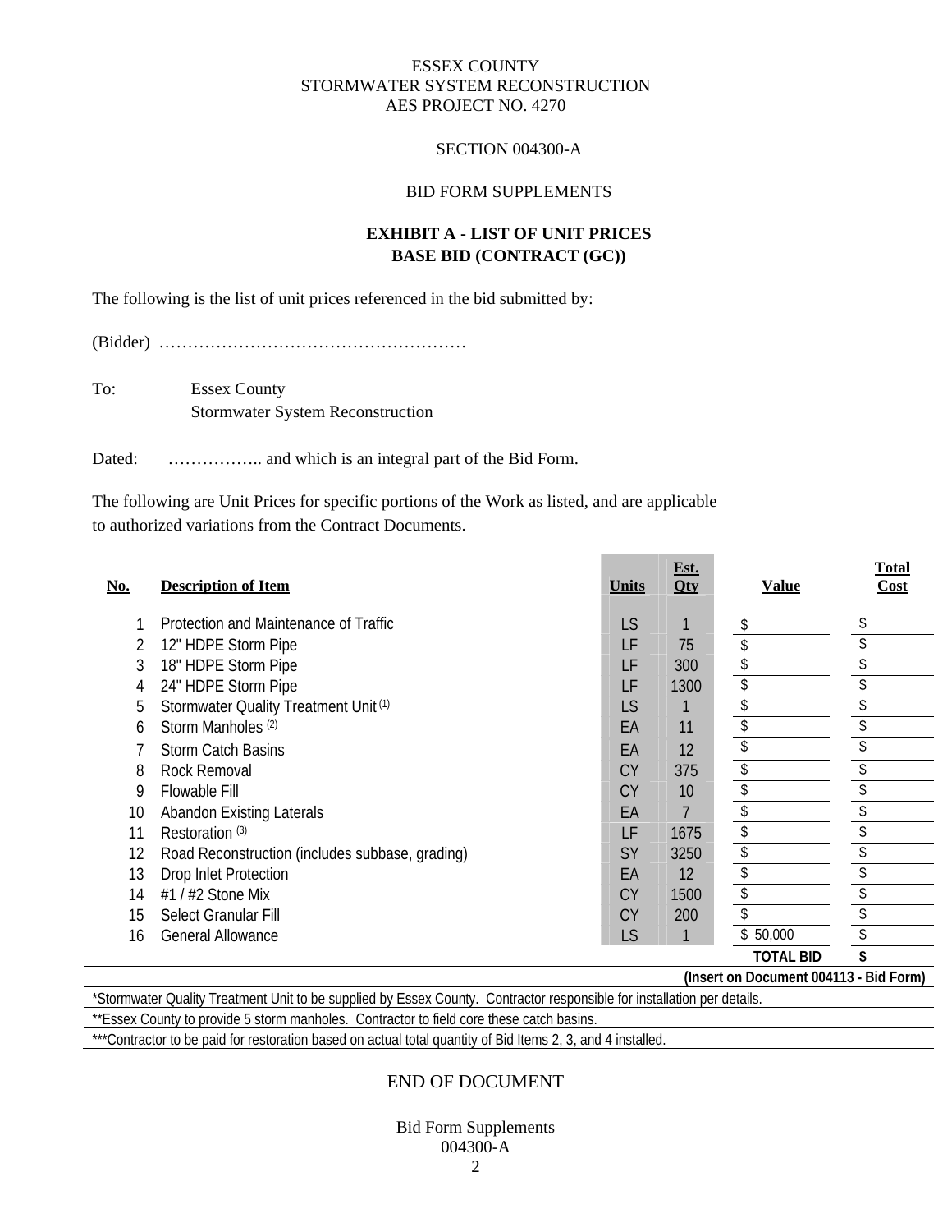ESSEX COUNTY
STORMWATER SYSTEM RECONSTRUCTION
AES PROJECT NO. 4270

SECTION 004300-A

BID FORM SUPPLEMENTS

**EXHIBIT A - LIST OF UNIT PRICES**
**BASE BID (CONTRACT (GC))**

The following is the list of unit prices referenced in the bid submitted by:

(Bidder) ………………………………………………

To: Essex County
Stormwater System Reconstruction

Dated: …………….. and which is an integral part of the Bid Form.

The following are Unit Prices for specific portions of the Work as listed, and are applicable to authorized variations from the Contract Documents.

| No. | Description of Item | Units | Est. Qty | Value | Total Cost |
|---|---|---|---|---|---|
| 1 | Protection and Maintenance of Traffic | LS | 1 | $ | $ |
| 2 | 12" HDPE Storm Pipe | LF | 75 | $ | $ |
| 3 | 18" HDPE Storm Pipe | LF | 300 | $ | $ |
| 4 | 24" HDPE Storm Pipe | LF | 1300 | $ | $ |
| 5 | Stormwater Quality Treatment Unit (1) | LS | 1 | $ | $ |
| 6 | Storm Manholes (2) | EA | 11 | $ | $ |
| 7 | Storm Catch Basins | EA | 12 | $ | $ |
| 8 | Rock Removal | CY | 375 | $ | $ |
| 9 | Flowable Fill | CY | 10 | $ | $ |
| 10 | Abandon Existing Laterals | EA | 7 | $ | $ |
| 11 | Restoration (3) | LF | 1675 | $ | $ |
| 12 | Road Reconstruction (includes subbase, grading) | SY | 3250 | $ | $ |
| 13 | Drop Inlet Protection | EA | 12 | $ | $ |
| 14 | #1 / #2 Stone Mix | CY | 1500 | $ | $ |
| 15 | Select Granular Fill | CY | 200 | $ | $ |
| 16 | General Allowance | LS | 1 | $ 50,000 | $ |
| | | | | **TOTAL BID** | **$** |

**(Insert on Document 004113 - Bid Form)**

*Stormwater Quality Treatment Unit to be supplied by Essex County. Contractor responsible for installation per details.

**Essex County to provide 5 storm manholes. Contractor to field core these catch basins.

***Contractor to be paid for restoration based on actual total quantity of Bid Items 2, 3, and 4 installed.

END OF DOCUMENT